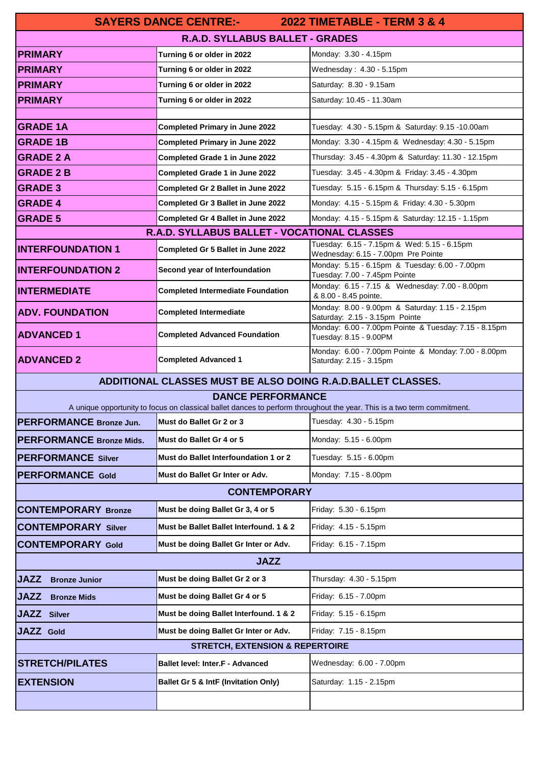# SAYERS DANCE CENTRE:- 2022 TIMETABLE - TERM 3 & 4

| R.A.D. SYLLABUS BALLET - GRADES | | |
|---|---|---|
| **PRIMARY** | **Turning 6 or older in 2022** | Monday: 3.30 - 4.15pm |
| **PRIMARY** | **Turning 6 or older in 2022** | Wednesday : 4.30 - 5.15pm |
| **PRIMARY** | **Turning 6 or older in 2022** | Saturday: 8.30 - 9.15am |
| **PRIMARY** | **Turning 6 or older in 2022** | Saturday: 10.45 - 11.30am |
| | | |
| **GRADE 1A** | **Completed Primary in June 2022** | Tuesday: 4.30 - 5.15pm & Saturday: 9.15 -10.00am |
| **GRADE 1B** | **Completed Primary in June 2022** | Monday: 3.30 - 4.15pm & Wednesday: 4.30 - 5.15pm |
| **GRADE 2 A** | **Completed Grade 1 in June 2022** | Thursday: 3.45 - 4.30pm & Saturday: 11.30 - 12.15pm |
| **GRADE 2 B** | **Completed Grade 1 in June 2022** | Tuesday: 3.45 - 4.30pm & Friday: 3.45 - 4.30pm |
| **GRADE 3** | **Completed Gr 2 Ballet in June 2022** | Tuesday: 5.15 - 6.15pm & Thursday: 5.15 - 6.15pm |
| **GRADE 4** | **Completed Gr 3 Ballet in June 2022** | Monday: 4.15 - 5.15pm & Friday: 4.30 - 5.30pm |
| **GRADE 5** | **Completed Gr 4 Ballet in June 2022** | Monday: 4.15 - 5.15pm & Saturday: 12.15 - 1.15pm |
| **R.A.D. SYLLABUS BALLET - VOCATIONAL CLASSES** | | |
| **INTERFOUNDATION 1** | **Completed Gr 5 Ballet in June 2022** | Tuesday: 6.15 - 7.15pm & Wed: 5.15 - 6.15pm<br>Wednesday: 6.15 - 7.00pm Pre Pointe |
| **INTERFOUNDATION 2** | **Second year of Interfoundation** | Monday: 5.15 - 6.15pm & Tuesday: 6.00 - 7.00pm<br>Tuesday: 7.00 - 7.45pm Pointe |
| **INTERMEDIATE** | **Completed Intermediate Foundation** | Monday: 6.15 - 7.15 & Wednesday: 7.00 - 8.00pm<br>& 8.00 - 8.45 pointe. |
| **ADV. FOUNDATION** | **Completed Intermediate** | Monday: 8.00 - 9.00pm & Saturday: 1.15 - 2.15pm<br>Saturday: 2.15 - 3.15pm Pointe |
| **ADVANCED 1** | **Completed Advanced Foundation** | Monday: 6.00 - 7.00pm Pointe & Tuesday: 7.15 - 8.15pm<br>Tuesday: 8.15 - 9.00PM |
| **ADVANCED 2** | **Completed Advanced 1** | Monday: 6.00 - 7.00pm Pointe & Monday: 7.00 - 8.00pm<br>Saturday: 2.15 - 3.15pm |
| **ADDITIONAL CLASSES MUST BE ALSO DOING R.A.D.BALLET CLASSES.** | | |
| **DANCE PERFORMANCE**<br>A unique opportunity to focus on classical ballet dances to perform throughout the year. This is a two term commitment. | | |
| **PERFORMANCE Bronze Jun.** | **Must do Ballet Gr 2 or 3** | Tuesday: 4.30 - 5.15pm |
| **PERFORMANCE Bronze Mids.** | **Must do Ballet Gr 4 or 5** | Monday: 5.15 - 6.00pm |
| **PERFORMANCE Silver** | **Must do Ballet Interfoundation 1 or 2** | Tuesday: 5.15 - 6.00pm |
| **PERFORMANCE Gold** | **Must do Ballet Gr Inter or Adv.** | Monday: 7.15 - 8.00pm |
| **CONTEMPORARY** | | |
| **CONTEMPORARY Bronze** | **Must be doing Ballet Gr 3, 4 or 5** | Friday: 5.30 - 6.15pm |
| **CONTEMPORARY Silver** | **Must be Ballet Ballet Interfound. 1 & 2** | Friday: 4.15 - 5.15pm |
| **CONTEMPORARY Gold** | **Must be doing Ballet Gr Inter or Adv.** | Friday: 6.15 - 7.15pm |
| **JAZZ** | | |
| **JAZZ Bronze Junior** | **Must be doing Ballet Gr 2 or 3** | Thursday: 4.30 - 5.15pm |
| **JAZZ Bronze Mids** | **Must be doing Ballet Gr 4 or 5** | Friday: 6.15 - 7.00pm |
| **JAZZ Silver** | **Must be doing Ballet Interfound. 1 & 2** | Friday: 5.15 - 6.15pm |
| **JAZZ Gold** | **Must be doing Ballet Gr Inter or Adv.** | Friday: 7.15 - 8.15pm |
| **STRETCH, EXTENSION & REPERTOIRE** | | |
| **STRETCH/PILATES** | **Ballet level: Inter.F - Advanced** | Wednesday: 6.00 - 7.00pm |
| **EXTENSION** | **Ballet Gr 5 & IntF (Invitation Only)** | Saturday: 1.15 - 2.15pm |
| | | |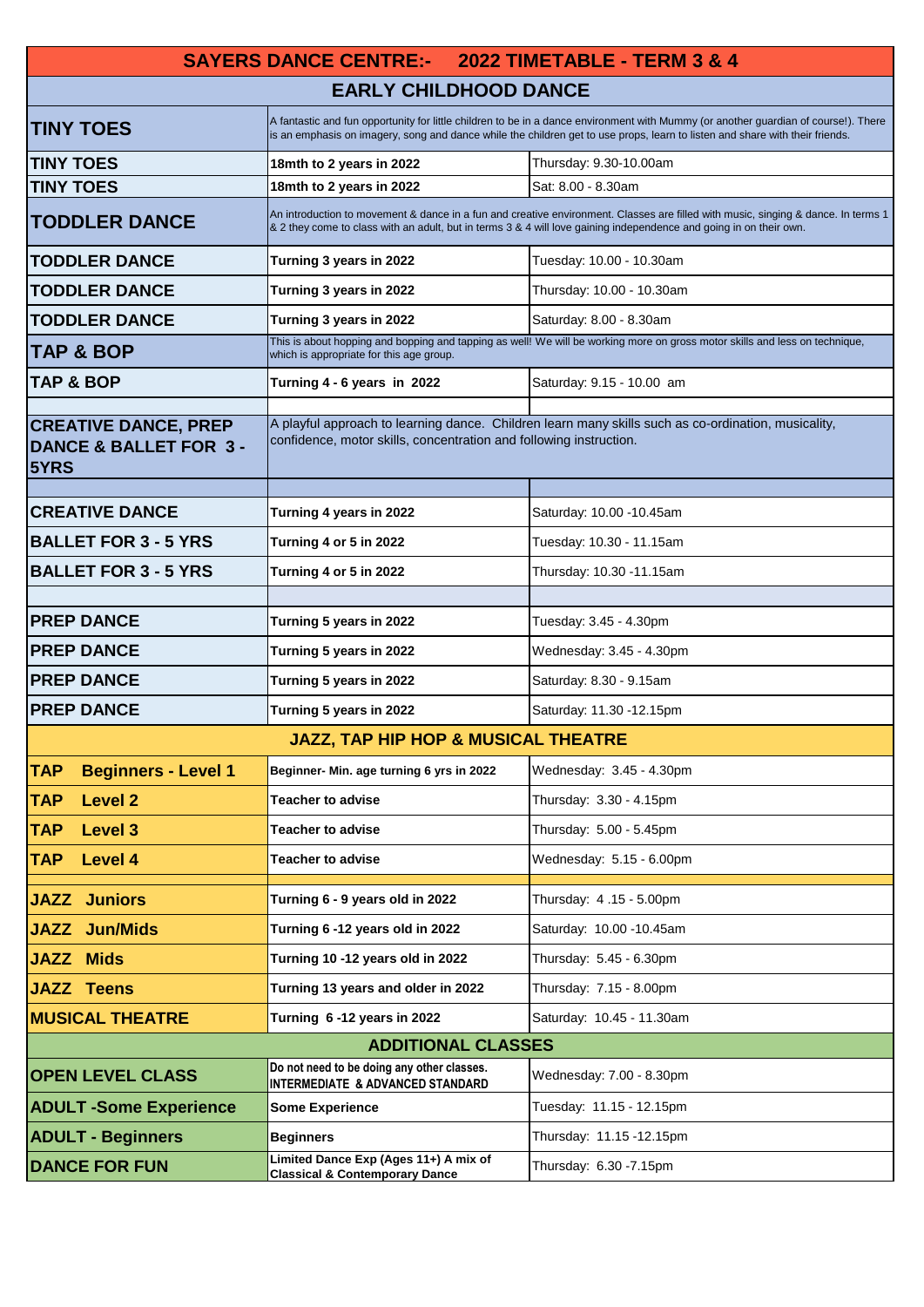# SAYERS DANCE CENTRE:- 2022 TIMETABLE - TERM 3 & 4

## EARLY CHILDHOOD DANCE

| | | |
|---|---|---|
| **TINY TOES** | A fantastic and fun opportunity for little children to be in a dance environment with Mummy (or another guardian of course!). There is an emphasis on imagery, song and dance while the children get to use props, learn to listen and share with their friends. | |
| **TINY TOES** | **18mth to 2 years in 2022** | Thursday: 9.30-10.00am |
| **TINY TOES** | **18mth to 2 years in 2022** | Sat: 8.00 - 8.30am |
| **TODDLER DANCE** | An introduction to movement & dance in a fun and creative environment. Classes are filled with music, singing & dance. In terms 1 & 2 they come to class with an adult, but in terms 3 & 4 will love gaining independence and going in on their own. | |
| **TODDLER DANCE** | **Turning 3 years in 2022** | Tuesday: 10.00 - 10.30am |
| **TODDLER DANCE** | **Turning 3 years in 2022** | Thursday: 10.00 - 10.30am |
| **TODDLER DANCE** | **Turning 3 years in 2022** | Saturday: 8.00 - 8.30am |
| **TAP & BOP** | This is about hopping and bopping and tapping as well! We will be working more on gross motor skills and less on technique, which is appropriate for this age group. | |
| **TAP & BOP** | **Turning 4 - 6 years in 2022** | Saturday: 9.15 - 10.00 am |
| | | |
| **CREATIVE DANCE, PREP DANCE & BALLET FOR 3 - 5YRS** | A playful approach to learning dance. Children learn many skills such as co-ordination, musicality, confidence, motor skills, concentration and following instruction. | |
| | | |
| **CREATIVE DANCE** | **Turning 4 years in 2022** | Saturday: 10.00 -10.45am |
| **BALLET FOR 3 - 5 YRS** | **Turning 4 or 5 in 2022** | Tuesday: 10.30 - 11.15am |
| **BALLET FOR 3 - 5 YRS** | **Turning 4 or 5 in 2022** | Thursday: 10.30 -11.15am |
| | | |
| **PREP DANCE** | **Turning 5 years in 2022** | Tuesday: 3.45 - 4.30pm |
| **PREP DANCE** | **Turning 5 years in 2022** | Wednesday: 3.45 - 4.30pm |
| **PREP DANCE** | **Turning 5 years in 2022** | Saturday: 8.30 - 9.15am |
| **PREP DANCE** | **Turning 5 years in 2022** | Saturday: 11.30 -12.15pm |

## JAZZ, TAP HIP HOP & MUSICAL THEATRE

| | | |
|---|---|---|
| **TAP Beginners - Level 1** | **Beginner- Min. age turning 6 yrs in 2022** | Wednesday: 3.45 - 4.30pm |
| **TAP Level 2** | **Teacher to advise** | Thursday: 3.30 - 4.15pm |
| **TAP Level 3** | **Teacher to advise** | Thursday: 5.00 - 5.45pm |
| **TAP Level 4** | **Teacher to advise** | Wednesday: 5.15 - 6.00pm |
| | | |
| **JAZZ Juniors** | **Turning 6 - 9 years old in 2022** | Thursday: 4 .15 - 5.00pm |
| **JAZZ Jun/Mids** | **Turning 6 -12 years old in 2022** | Saturday: 10.00 -10.45am |
| **JAZZ Mids** | **Turning 10 -12 years old in 2022** | Thursday: 5.45 - 6.30pm |
| **JAZZ Teens** | **Turning 13 years and older in 2022** | Thursday: 7.15 - 8.00pm |
| **MUSICAL THEATRE** | **Turning 6 -12 years in 2022** | Saturday: 10.45 - 11.30am |

## ADDITIONAL CLASSES

| | | |
|---|---|---|
| **OPEN LEVEL CLASS** | **Do not need to be doing any other classes. INTERMEDIATE & ADVANCED STANDARD** | Wednesday: 7.00 - 8.30pm |
| **ADULT -Some Experience** | **Some Experience** | Tuesday: 11.15 - 12.15pm |
| **ADULT - Beginners** | **Beginners** | Thursday: 11.15 -12.15pm |
| **DANCE FOR FUN** | **Limited Dance Exp (Ages 11+) A mix of Classical & Contemporary Dance** | Thursday: 6.30 -7.15pm |